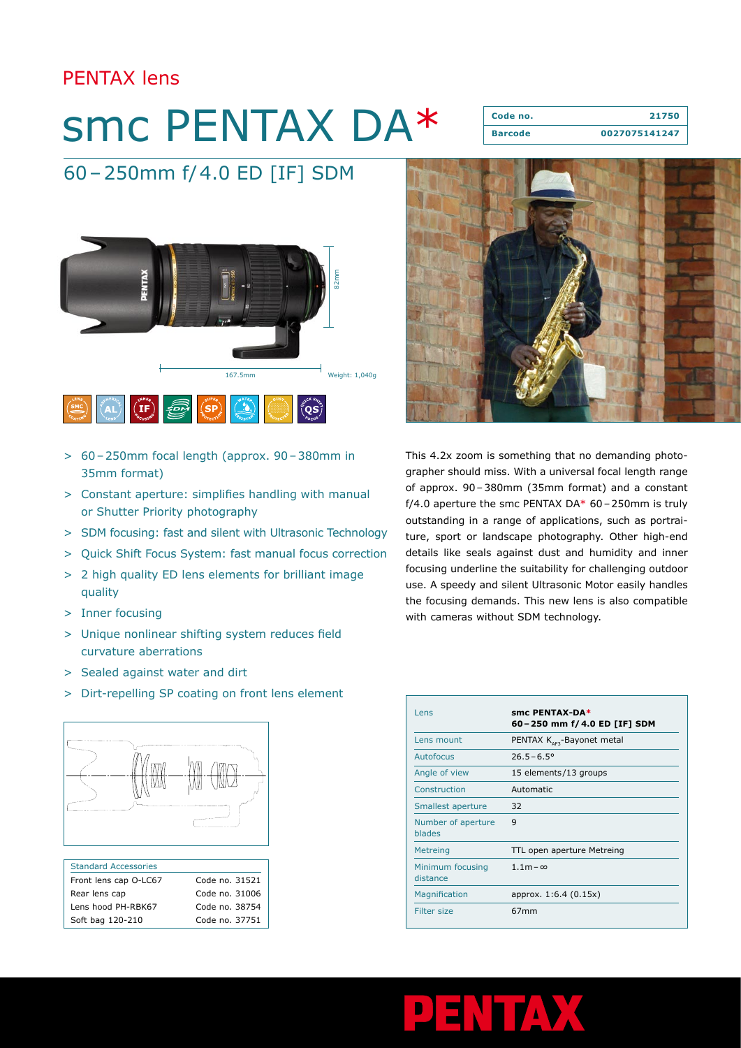PENTAX lens

# smc PENTAX DA*

| Code no. | 21750 |
|---|---|
| Barcode | 0027075141247 |

## 60–250mm f/4.0 ED [IF] SDM

82mm

167.5mm

Weight: 1,040g

- > 60–250mm focal length (approx. 90–380mm in 35mm format)
- > Constant aperture: simplifies handling with manual or Shutter Priority photography
- > SDM focusing: fast and silent with Ultrasonic Technology
- > Quick Shift Focus System: fast manual focus correction
- > 2 high quality ED lens elements for brilliant image quality
- > Inner focusing
- > Unique nonlinear shifting system reduces field curvature aberrations
- > Sealed against water and dirt
- > Dirt-repelling SP coating on front lens element

This 4.2x zoom is something that no demanding photographer should miss. With a universal focal length range of approx. 90–380mm (35mm format) and a constant f/4.0 aperture the smc PENTAX DA* 60–250mm is truly outstanding in a range of applications, such as portraiture, sport or landscape photography. Other high-end details like seals against dust and humidity and inner focusing underline the suitability for challenging outdoor use. A speedy and silent Ultrasonic Motor easily handles the focusing demands. This new lens is also compatible with cameras without SDM technology.

| Standard Accessories | |
|---|---|
| Front lens cap O-LC67 | Code no. 31521 |
| Rear lens cap | Code no. 31006 |
| Lens hood PH-RBK67 | Code no. 38754 |
| Soft bag 120-210 | Code no. 37751 |

| Lens | **smc PENTAX-DA* 60–250 mm f/4.0 ED [IF] SDM** |
|---|---|
| Lens mount | PENTAX $K_{AF3}$-Bayonet metal |
| Autofocus | 26.5–6.5° |
| Angle of view | 15 elements/13 groups |
| Construction | Automatic |
| Smallest aperture | 32 |
| Number of aperture blades | 9 |
| Metreing | TTL open aperture Metreing |
| Minimum focusing distance | 1.1m–∞ |
| Magnification | approx. 1:6.4 (0.15x) |
| Filter size | 67mm |

PENTAX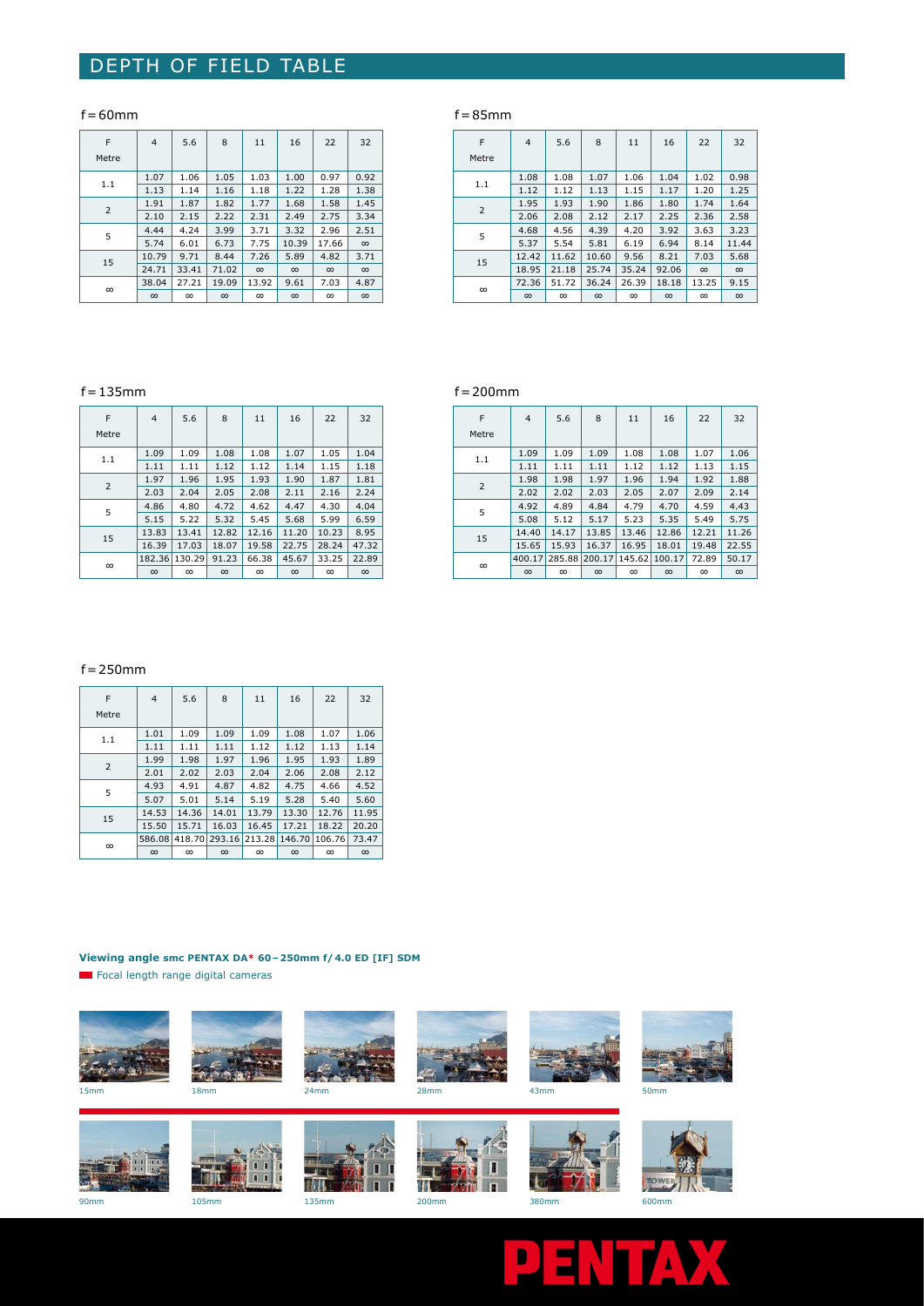# DEPTH OF FIELD TABLE

f = 60mm

| F<br>Metre | 4 | 5.6 | 8 | 11 | 16 | 22 | 32 |
|---|---|---|---|---|---|---|---|
| 1.1 | 1.07 | 1.06 | 1.05 | 1.03 | 1.00 | 0.97 | 0.92 |
| | 1.13 | 1.14 | 1.16 | 1.18 | 1.22 | 1.28 | 1.38 |
| 2 | 1.91 | 1.87 | 1.82 | 1.77 | 1.68 | 1.58 | 1.45 |
| | 2.10 | 2.15 | 2.22 | 2.31 | 2.49 | 2.75 | 3.34 |
| 5 | 4.44 | 4.24 | 3.99 | 3.71 | 3.32 | 2.96 | 2.51 |
| | 5.74 | 6.01 | 6.73 | 7.75 | 10.39 | 17.66 | ∞ |
| 15 | 10.79 | 9.71 | 8.44 | 7.26 | 5.89 | 4.82 | 3.71 |
| | 24.71 | 33.41 | 71.02 | ∞ | ∞ | ∞ | ∞ |
| ∞ | 38.04 | 27.21 | 19.09 | 13.92 | 9.61 | 7.03 | 4.87 |
| | ∞ | ∞ | ∞ | ∞ | ∞ | ∞ | ∞ |

f = 85mm

| F<br>Metre | 4 | 5.6 | 8 | 11 | 16 | 22 | 32 |
|---|---|---|---|---|---|---|---|
| 1.1 | 1.08 | 1.08 | 1.07 | 1.06 | 1.04 | 1.02 | 0.98 |
| | 1.12 | 1.12 | 1.13 | 1.15 | 1.17 | 1.20 | 1.25 |
| 2 | 1.95 | 1.93 | 1.90 | 1.86 | 1.80 | 1.74 | 1.64 |
| | 2.06 | 2.08 | 2.12 | 2.17 | 2.25 | 2.36 | 2.58 |
| 5 | 4.68 | 4.56 | 4.39 | 4.20 | 3.92 | 3.63 | 3.23 |
| | 5.37 | 5.54 | 5.81 | 6.19 | 6.94 | 8.14 | 11.44 |
| 15 | 12.42 | 11.62 | 10.60 | 9.56 | 8.21 | 7.03 | 5.68 |
| | 18.95 | 21.18 | 25.74 | 35.24 | 92.06 | ∞ | ∞ |
| ∞ | 72.36 | 51.72 | 36.24 | 26.39 | 18.18 | 13.25 | 9.15 |
| | ∞ | ∞ | ∞ | ∞ | ∞ | ∞ | ∞ |

f = 135mm

| F<br>Metre | 4 | 5.6 | 8 | 11 | 16 | 22 | 32 |
|---|---|---|---|---|---|---|---|
| 1.1 | 1.09 | 1.09 | 1.08 | 1.08 | 1.07 | 1.05 | 1.04 |
| | 1.11 | 1.11 | 1.12 | 1.12 | 1.14 | 1.15 | 1.18 |
| 2 | 1.97 | 1.96 | 1.95 | 1.93 | 1.90 | 1.87 | 1.81 |
| | 2.03 | 2.04 | 2.05 | 2.08 | 2.11 | 2.16 | 2.24 |
| 5 | 4.86 | 4.80 | 4.72 | 4.62 | 4.47 | 4.30 | 4.04 |
| | 5.15 | 5.22 | 5.32 | 5.45 | 5.68 | 5.99 | 6.59 |
| 15 | 13.83 | 13.41 | 12.82 | 12.16 | 11.20 | 10.23 | 8.95 |
| | 16.39 | 17.03 | 18.07 | 19.58 | 22.75 | 28.24 | 47.32 |
| ∞ | 182.36 | 130.29 | 91.23 | 66.38 | 45.67 | 33.25 | 22.89 |
| | ∞ | ∞ | ∞ | ∞ | ∞ | ∞ | ∞ |

f = 200mm

| F<br>Metre | 4 | 5.6 | 8 | 11 | 16 | 22 | 32 |
|---|---|---|---|---|---|---|---|
| 1.1 | 1.09 | 1.09 | 1.09 | 1.08 | 1.08 | 1.07 | 1.06 |
| | 1.11 | 1.11 | 1.11 | 1.12 | 1.12 | 1.13 | 1.15 |
| 2 | 1.98 | 1.98 | 1.97 | 1.96 | 1.94 | 1.92 | 1.88 |
| | 2.02 | 2.02 | 2.03 | 2.05 | 2.07 | 2.09 | 2.14 |
| 5 | 4.92 | 4.89 | 4.84 | 4.79 | 4.70 | 4.59 | 4.43 |
| | 5.08 | 5.12 | 5.17 | 5.23 | 5.35 | 5.49 | 5.75 |
| 15 | 14.40 | 14.17 | 13.85 | 13.46 | 12.86 | 12.21 | 11.26 |
| | 15.65 | 15.93 | 16.37 | 16.95 | 18.01 | 19.48 | 22.55 |
| ∞ | 400.17 | 285.88 | 200.17 | 145.62 | 100.17 | 72.89 | 50.17 |
| | ∞ | ∞ | ∞ | ∞ | ∞ | ∞ | ∞ |

f = 250mm

| F<br>Metre | 4 | 5.6 | 8 | 11 | 16 | 22 | 32 |
|---|---|---|---|---|---|---|---|
| 1.1 | 1.01 | 1.09 | 1.09 | 1.09 | 1.08 | 1.07 | 1.06 |
| | 1.11 | 1.11 | 1.11 | 1.12 | 1.12 | 1.13 | 1.14 |
| 2 | 1.99 | 1.98 | 1.97 | 1.96 | 1.95 | 1.93 | 1.89 |
| | 2.01 | 2.02 | 2.03 | 2.04 | 2.06 | 2.08 | 2.12 |
| 5 | 4.93 | 4.91 | 4.87 | 4.82 | 4.75 | 4.66 | 4.52 |
| | 5.07 | 5.01 | 5.14 | 5.19 | 5.28 | 5.40 | 5.60 |
| 15 | 14.53 | 14.36 | 14.01 | 13.79 | 13.30 | 12.76 | 11.95 |
| | 15.50 | 15.71 | 16.03 | 16.45 | 17.21 | 18.22 | 20.20 |
| ∞ | 586.08 | 418.70 | 293.16 | 213.28 | 146.70 | 106.76 | 73.47 |
| | ∞ | ∞ | ∞ | ∞ | ∞ | ∞ | ∞ |

**Viewing angle smc PENTAX DA* 60–250mm f/4.0 ED [IF] SDM**

Focal length range digital cameras

15mm

18mm

24mm

28mm

43mm

50mm

90mm

105mm

135mm

200mm

380mm

600mm

PENTAX